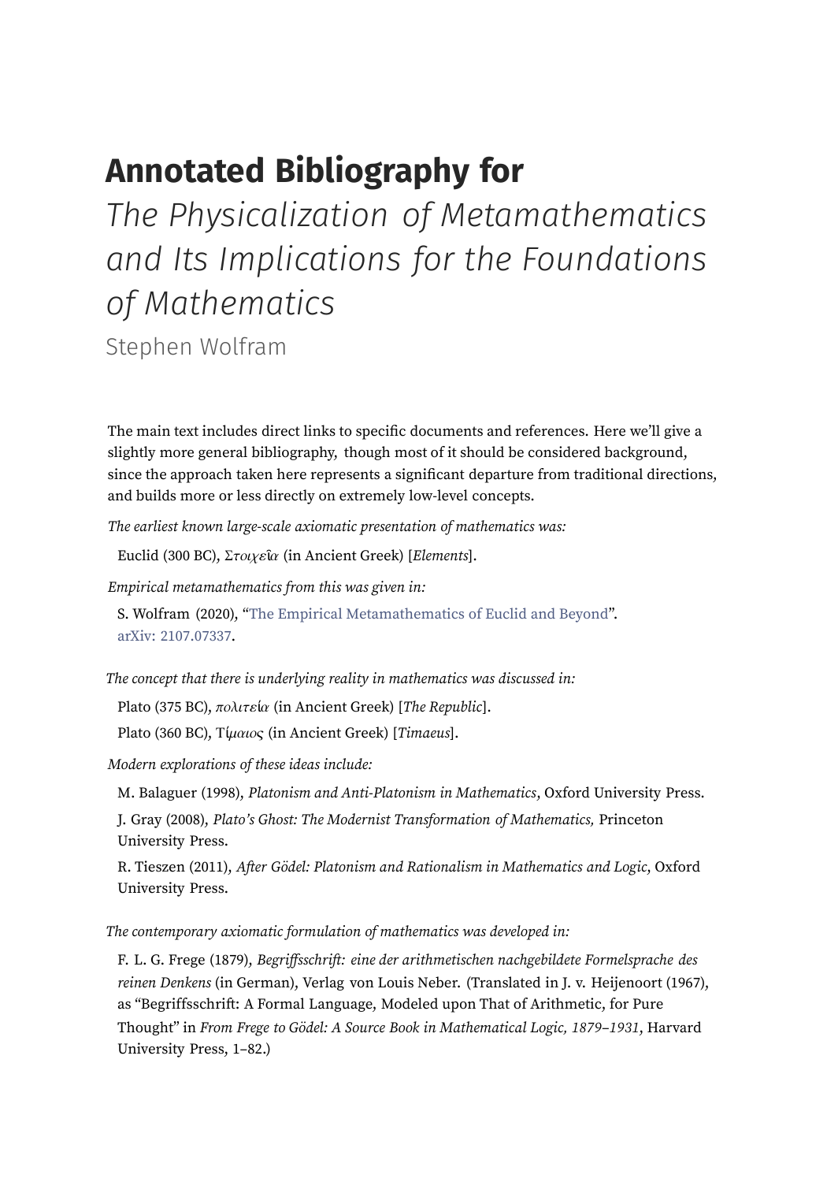# Annotated Bibliography for

## *The Physicalization of Metamathematics and Its Implications for the Foundations of Mathematics*

Stephen Wolfram

The main text includes direct links to specific documents and references. Here we'll give a slightly more general bibliography, though most of it should be considered background, since the approach taken here represents a significant departure from traditional directions, and builds more or less directly on extremely low-level concepts.

*The earliest known large-scale axiomatic presentation of mathematics was:*

Euclid (300 BC), *Στοιχεῖα* (in Ancient Greek) [*Elements*].

*Empirical metamathematics from this was given in:*

S. Wolfram (2020), "The Empirical Metamathematics of Euclid and Beyond". arXiv: 2107.07337.

*The concept that there is underlying reality in mathematics was discussed in:*

Plato (375 BC), *πολιτεία* (in Ancient Greek) [*The Republic*].

Plato (360 BC), *Τίμαιος* (in Ancient Greek) [*Timaeus*].

*Modern explorations of these ideas include:*

M. Balaguer (1998), *Platonism and Anti-Platonism in Mathematics*, Oxford University Press.

J. Gray (2008), *Plato's Ghost: The Modernist Transformation of Mathematics,* Princeton University Press.

R. Tieszen (2011), *After Gödel: Platonism and Rationalism in Mathematics and Logic*, Oxford University Press.

*The contemporary axiomatic formulation of mathematics was developed in:*

F. L. G. Frege (1879), *Begriffsschrift: eine der arithmetischen nachgebildete Formelsprache des reinen Denkens* (in German), Verlag von Louis Neber. (Translated in J. v. Heijenoort (1967), as "Begriffsschrift: A Formal Language, Modeled upon That of Arithmetic, for Pure Thought" in *From Frege to Gödel: A Source Book in Mathematical Logic, 1879–1931*, Harvard University Press, 1–82.)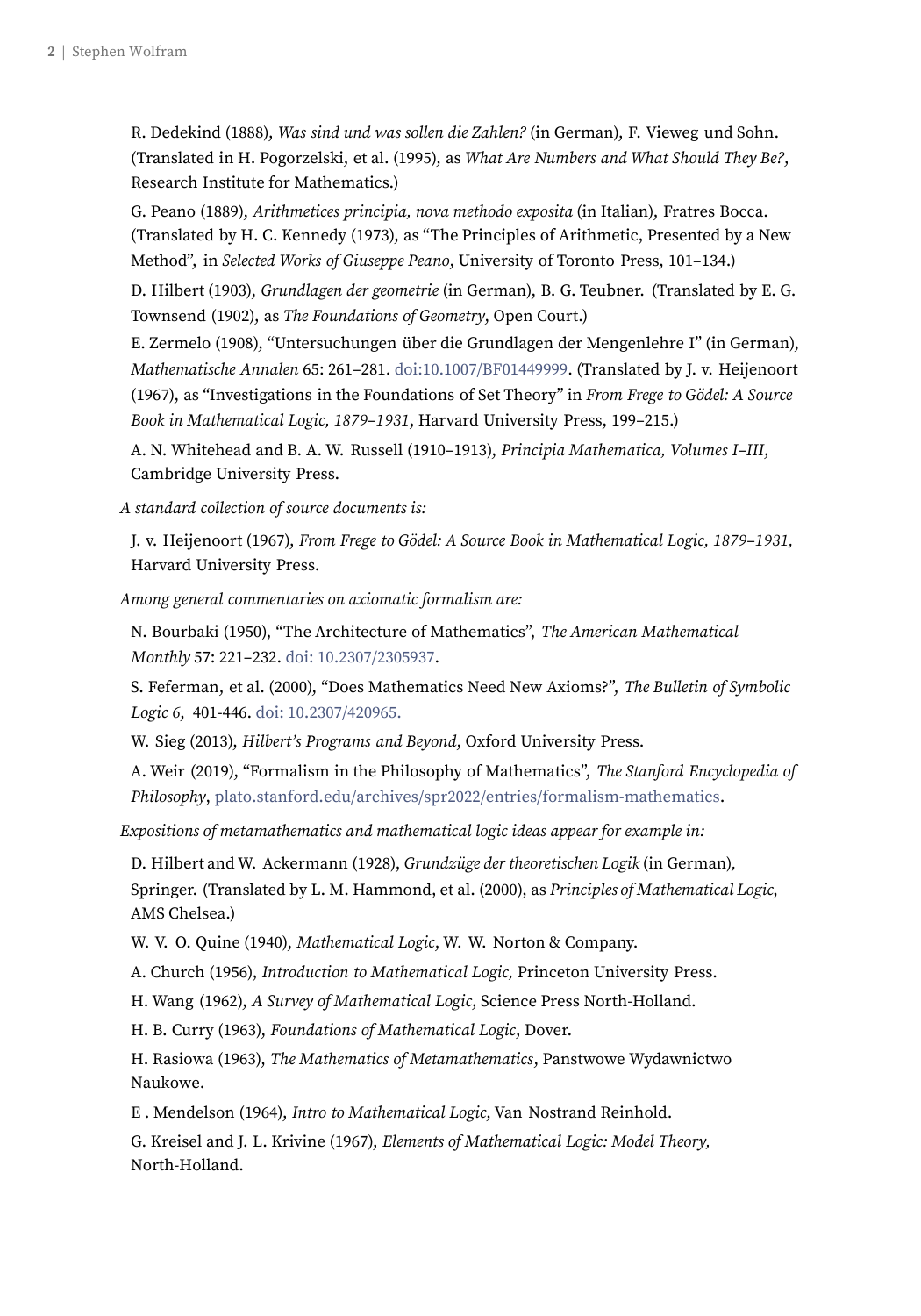R. Dedekind (1888), *Was sind und was sollen die Zahlen?* (in German), F. Vieweg und Sohn. (Translated in H. Pogorzelski, et al. (1995), as *What Are Numbers and What Should They Be?*, Research Institute for Mathematics.)

G. Peano (1889), *Arithmetices principia, nova methodo exposita* (in Italian), Fratres Bocca. (Translated by H. C. Kennedy (1973), as "The Principles of Arithmetic, Presented by a New Method", in *Selected Works of Giuseppe Peano*, University of Toronto Press, 101–134.)

D. Hilbert (1903), *Grundlagen der geometrie* (in German), B. G. Teubner. (Translated by E. G. Townsend (1902), as *The Foundations of Geometry*, Open Court.)

E. Zermelo (1908), "Untersuchungen über die Grundlagen der Mengenlehre I" (in German), *Mathematische Annalen* 65: 261–281. doi:10.1007/BF01449999. (Translated by J. v. Heijenoort (1967), as "Investigations in the Foundations of Set Theory" in *From Frege to Gödel: A Source Book in Mathematical Logic, 1879–1931*, Harvard University Press, 199–215.)

A. N. Whitehead and B. A. W. Russell (1910–1913), *Principia Mathematica, Volumes I–III,* Cambridge University Press.

*A standard collection of source documents is:*

J. v. Heijenoort (1967), *From Frege to Gödel: A Source Book in Mathematical Logic, 1879–1931,* Harvard University Press.

*Among general commentaries on axiomatic formalism are:*

N. Bourbaki (1950), "The Architecture of Mathematics", *The American Mathematical Monthly* 57: 221–232. doi: 10.2307/2305937.

S. Feferman, et al. (2000), "Does Mathematics Need New Axioms?", *The Bulletin of Symbolic Logic 6*, 401-446. doi: 10.2307/420965.

W. Sieg (2013), *Hilbert's Programs and Beyond*, Oxford University Press.

A. Weir (2019), "Formalism in the Philosophy of Mathematics", *The Stanford Encyclopedia of Philosophy*, plato.stanford.edu/archives/spr2022/entries/formalism-mathematics.

*Expositions of metamathematics and mathematical logic ideas appear for example in:*

D. Hilbert and W. Ackermann (1928), *Grundzüge der theoretischen Logik* (in German), Springer. (Translated by L. M. Hammond, et al. (2000), as *Principles of Mathematical Logic*, AMS Chelsea.)

W. V. O. Quine (1940), *Mathematical Logic*, W. W. Norton & Company.

A. Church (1956), *Introduction to Mathematical Logic,* Princeton University Press.

H. Wang (1962), *A Survey of Mathematical Logic*, Science Press North-Holland.

H. B. Curry (1963), *Foundations of Mathematical Logic*, Dover.

H. Rasiowa (1963), *The Mathematics of Metamathematics*, Panstwowe Wydawnictwo Naukowe.

E . Mendelson (1964), *Intro to Mathematical Logic*, Van Nostrand Reinhold.

G. Kreisel and J. L. Krivine (1967), *Elements of Mathematical Logic: Model Theory,* North-Holland.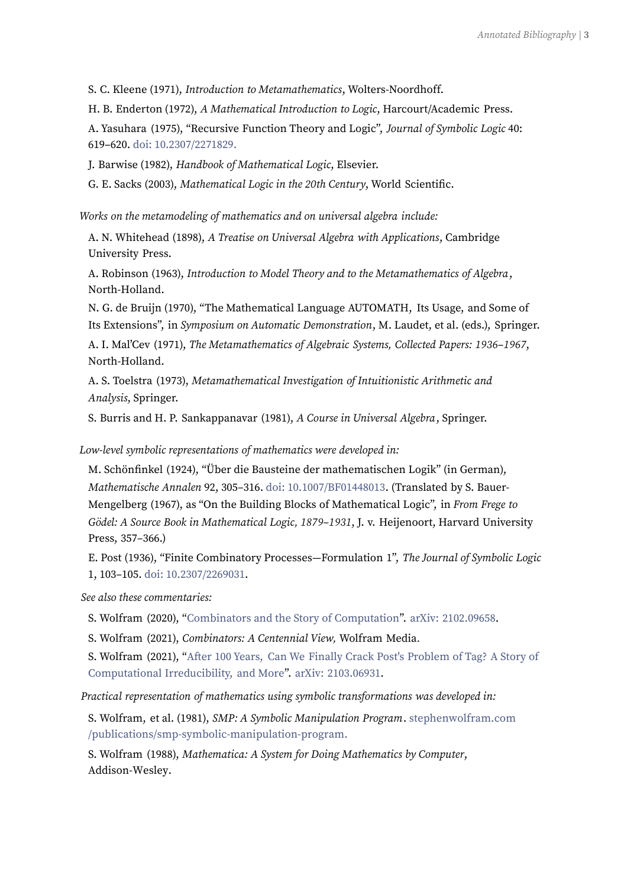S. C. Kleene (1971), *Introduction to Metamathematics*, Wolters-Noordhoff.

H. B. Enderton (1972), *A Mathematical Introduction to Logic*, Harcourt/Academic Press.

A. Yasuhara (1975), "Recursive Function Theory and Logic", *Journal of Symbolic Logic* 40: 619–620. doi: 10.2307/2271829.

J. Barwise (1982), *Handbook of Mathematical Logic*, Elsevier.

G. E. Sacks (2003), *Mathematical Logic in the 20th Century*, World Scientific.

*Works on the metamodeling of mathematics and on universal algebra include:*

A. N. Whitehead (1898), *A Treatise on Universal Algebra with Applications*, Cambridge University Press.

A. Robinson (1963), *Introduction to Model Theory and to the Metamathematics of Algebra*, North-Holland.

N. G. de Bruijn (1970), "The Mathematical Language AUTOMATH, Its Usage, and Some of Its Extensions", in *Symposium on Automatic Demonstration*, M. Laudet, et al. (eds.), Springer.

A. I. Mal'Cev (1971), *The Metamathematics of Algebraic Systems, Collected Papers: 1936–1967*, North-Holland.

A. S. Toelstra (1973), *Metamathematical Investigation of Intuitionistic Arithmetic and Analysis*, Springer.

S. Burris and H. P. Sankappanavar (1981), *A Course in Universal Algebra*, Springer.

*Low-level symbolic representations of mathematics were developed in:*

M. Schönfinkel (1924), "Über die Bausteine der mathematischen Logik" (in German), *Mathematische Annalen* 92, 305–316. doi: 10.1007/BF01448013. (Translated by S. Bauer-Mengelberg (1967), as "On the Building Blocks of Mathematical Logic", in *From Frege to Gödel: A Source Book in Mathematical Logic, 1879–1931*, J. v. Heijenoort, Harvard University Press, 357–366.)

E. Post (1936), "Finite Combinatory Processes—Formulation 1", *The Journal of Symbolic Logic* 1, 103–105. doi: 10.2307/2269031.

*See also these commentaries:*

S. Wolfram (2020), "Combinators and the Story of Computation". arXiv: 2102.09658.

S. Wolfram (2021), *Combinators: A Centennial View,* Wolfram Media.

S. Wolfram (2021), "After 100 Years, Can We Finally Crack Post's Problem of Tag? A Story of Computational Irreducibility, and More". arXiv: 2103.06931.

*Practical representation of mathematics using symbolic transformations was developed in:*

S. Wolfram, et al. (1981), *SMP: A Symbolic Manipulation Program*. stephenwolfram.com/publications/smp-symbolic-manipulation-program.

S. Wolfram (1988), *Mathematica: A System for Doing Mathematics by Computer*, Addison-Wesley.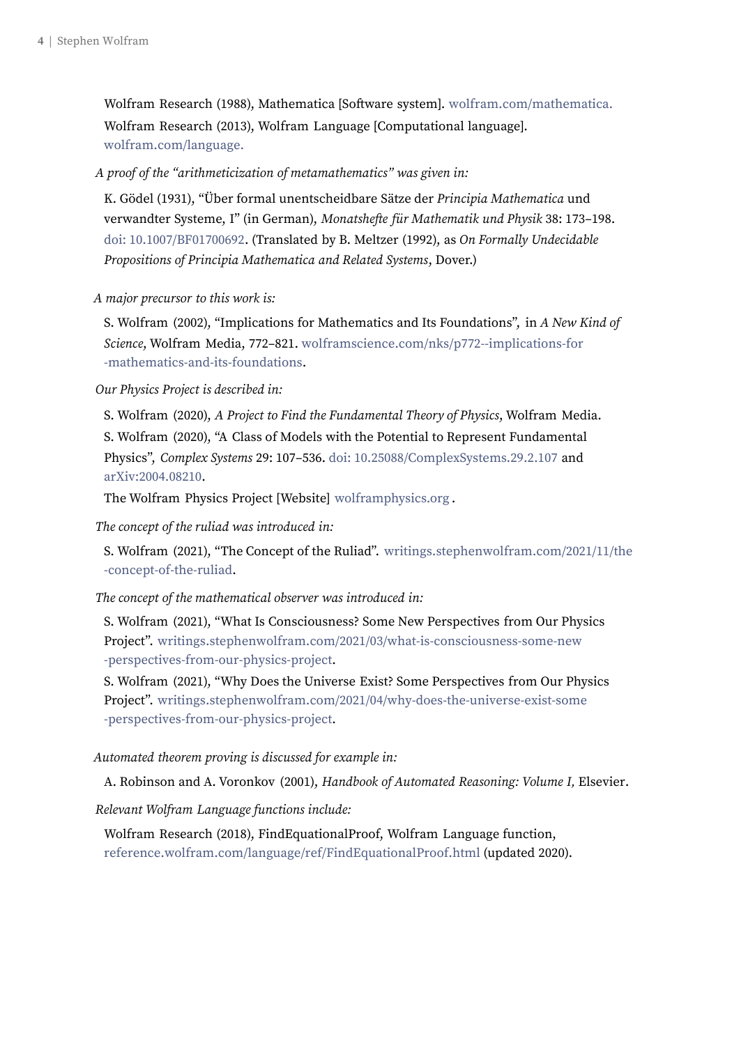Wolfram Research (1988), Mathematica [Software system]. wolfram.com/mathematica.

Wolfram Research (2013), Wolfram Language [Computational language]. wolfram.com/language.

*A proof of the "arithmeticization of metamathematics" was given in:*

K. Gödel (1931), "Über formal unentscheidbare Sätze der *Principia Mathematica* und verwandter Systeme, I" (in German), *Monatshefte für Mathematik und Physik* 38: 173–198. doi: 10.1007/BF01700692. (Translated by B. Meltzer (1992), as *On Formally Undecidable Propositions of Principia Mathematica and Related Systems*, Dover.)

*A major precursor to this work is:*

S. Wolfram (2002), "Implications for Mathematics and Its Foundations", in *A New Kind of Science*, Wolfram Media, 772–821. wolframscience.com/nks/p772--implications-for-mathematics-and-its-foundations.

*Our Physics Project is described in:*

S. Wolfram (2020), *A Project to Find the Fundamental Theory of Physics*, Wolfram Media.

S. Wolfram (2020), "A Class of Models with the Potential to Represent Fundamental Physics", *Complex Systems* 29: 107–536. doi: 10.25088/ComplexSystems.29.2.107 and arXiv:2004.08210.

The Wolfram Physics Project [Website] wolframphysics.org.

*The concept of the ruliad was introduced in:*

S. Wolfram (2021), "The Concept of the Ruliad". writings.stephenwolfram.com/2021/11/the-concept-of-the-ruliad.

*The concept of the mathematical observer was introduced in:*

S. Wolfram (2021), "What Is Consciousness? Some New Perspectives from Our Physics Project". writings.stephenwolfram.com/2021/03/what-is-consciousness-some-new-perspectives-from-our-physics-project.

S. Wolfram (2021), "Why Does the Universe Exist? Some Perspectives from Our Physics Project". writings.stephenwolfram.com/2021/04/why-does-the-universe-exist-some-perspectives-from-our-physics-project.

*Automated theorem proving is discussed for example in:*

A. Robinson and A. Voronkov (2001), *Handbook of Automated Reasoning: Volume I,* Elsevier.

*Relevant Wolfram Language functions include:*

Wolfram Research (2018), FindEquationalProof, Wolfram Language function, reference.wolfram.com/language/ref/FindEquationalProof.html (updated 2020).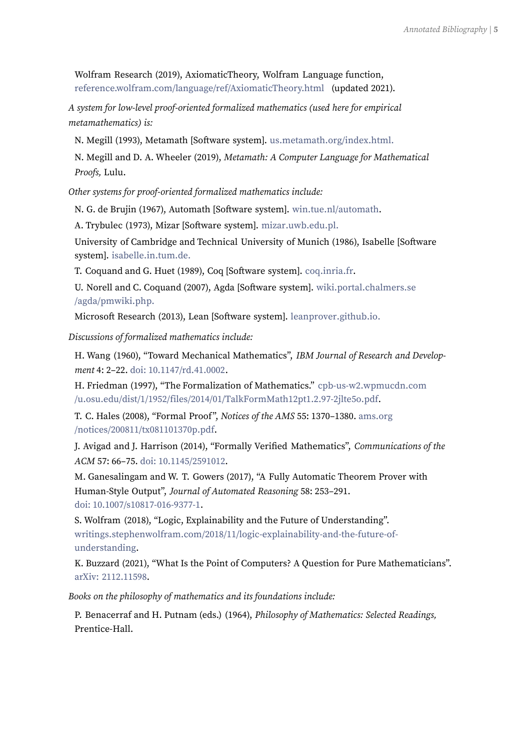Wolfram Research (2019), AxiomaticTheory, Wolfram Language function, reference.wolfram.com/language/ref/AxiomaticTheory.html (updated 2021).

*A system for low-level proof-oriented formalized mathematics (used here for empirical metamathematics) is:*

N. Megill (1993), Metamath [Software system]. us.metamath.org/index.html.

N. Megill and D. A. Wheeler (2019), *Metamath: A Computer Language for Mathematical Proofs,* Lulu.

*Other systems for proof-oriented formalized mathematics include:*

N. G. de Brujin (1967), Automath [Software system]. win.tue.nl/automath.

A. Trybulec (1973), Mizar [Software system]. mizar.uwb.edu.pl.

University of Cambridge and Technical University of Munich (1986), Isabelle [Software system]. isabelle.in.tum.de.

T. Coquand and G. Huet (1989), Coq [Software system]. coq.inria.fr.

U. Norell and C. Coquand (2007), Agda [Software system]. wiki.portal.chalmers.se/agda/pmwiki.php.

Microsoft Research (2013), Lean [Software system]. leanprover.github.io.

*Discussions of formalized mathematics include:*

H. Wang (1960), "Toward Mechanical Mathematics", *IBM Journal of Research and Development* 4: 2–22. doi: 10.1147/rd.41.0002.

H. Friedman (1997), "The Formalization of Mathematics." cpb-us-w2.wpmucdn.com/u.osu.edu/dist/1/1952/files/2014/01/TalkFormMath12pt1.2.97-2jlte5o.pdf.

T. C. Hales (2008), "Formal Proof", *Notices of the AMS* 55: 1370–1380. ams.org/notices/200811/tx081101370p.pdf.

J. Avigad and J. Harrison (2014), "Formally Verified Mathematics", *Communications of the ACM* 57: 66–75. doi: 10.1145/2591012.

M. Ganesalingam and W. T. Gowers (2017), "A Fully Automatic Theorem Prover with Human-Style Output", *Journal of Automated Reasoning* 58: 253–291. doi: 10.1007/s10817-016-9377-1.

S. Wolfram (2018), "Logic, Explainability and the Future of Understanding". writings.stephenwolfram.com/2018/11/logic-explainability-and-the-future-of-understanding.

K. Buzzard (2021), "What Is the Point of Computers? A Question for Pure Mathematicians". arXiv: 2112.11598.

*Books on the philosophy of mathematics and its foundations include:*

P. Benacerraf and H. Putnam (eds.) (1964), *Philosophy of Mathematics: Selected Readings,* Prentice-Hall.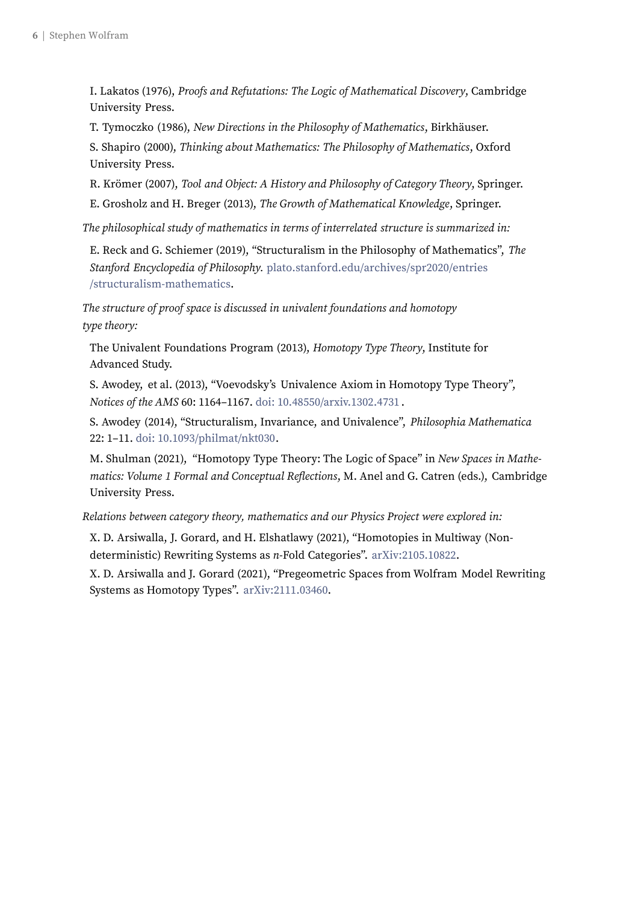I. Lakatos (1976), *Proofs and Refutations: The Logic of Mathematical Discovery*, Cambridge University Press.

T. Tymoczko (1986), *New Directions in the Philosophy of Mathematics*, Birkhäuser.

S. Shapiro (2000), *Thinking about Mathematics: The Philosophy of Mathematics*, Oxford University Press.

R. Krömer (2007), *Tool and Object: A History and Philosophy of Category Theory*, Springer.

E. Grosholz and H. Breger (2013), *The Growth of Mathematical Knowledge*, Springer.

*The philosophical study of mathematics in terms of interrelated structure is summarized in:*

E. Reck and G. Schiemer (2019), "Structuralism in the Philosophy of Mathematics", *The Stanford Encyclopedia of Philosophy*. plato.stanford.edu/archives/spr2020/entries/structuralism-mathematics.

*The structure of proof space is discussed in univalent foundations and homotopy type theory:*

The Univalent Foundations Program (2013), *Homotopy Type Theory*, Institute for Advanced Study.

S. Awodey, et al. (2013), "Voevodsky's Univalence Axiom in Homotopy Type Theory", *Notices of the AMS* 60: 1164–1167. doi: 10.48550/arxiv.1302.4731.

S. Awodey (2014), "Structuralism, Invariance, and Univalence", *Philosophia Mathematica* 22: 1–11. doi: 10.1093/philmat/nkt030.

M. Shulman (2021), "Homotopy Type Theory: The Logic of Space" in *New Spaces in Mathematics: Volume 1 Formal and Conceptual Reflections*, M. Anel and G. Catren (eds.), Cambridge University Press.

*Relations between category theory, mathematics and our Physics Project were explored in:*

X. D. Arsiwalla, J. Gorard, and H. Elshatlawy (2021), "Homotopies in Multiway (Non-deterministic) Rewriting Systems as *n*-Fold Categories". arXiv:2105.10822.

X. D. Arsiwalla and J. Gorard (2021), "Pregeometric Spaces from Wolfram Model Rewriting Systems as Homotopy Types". arXiv:2111.03460.